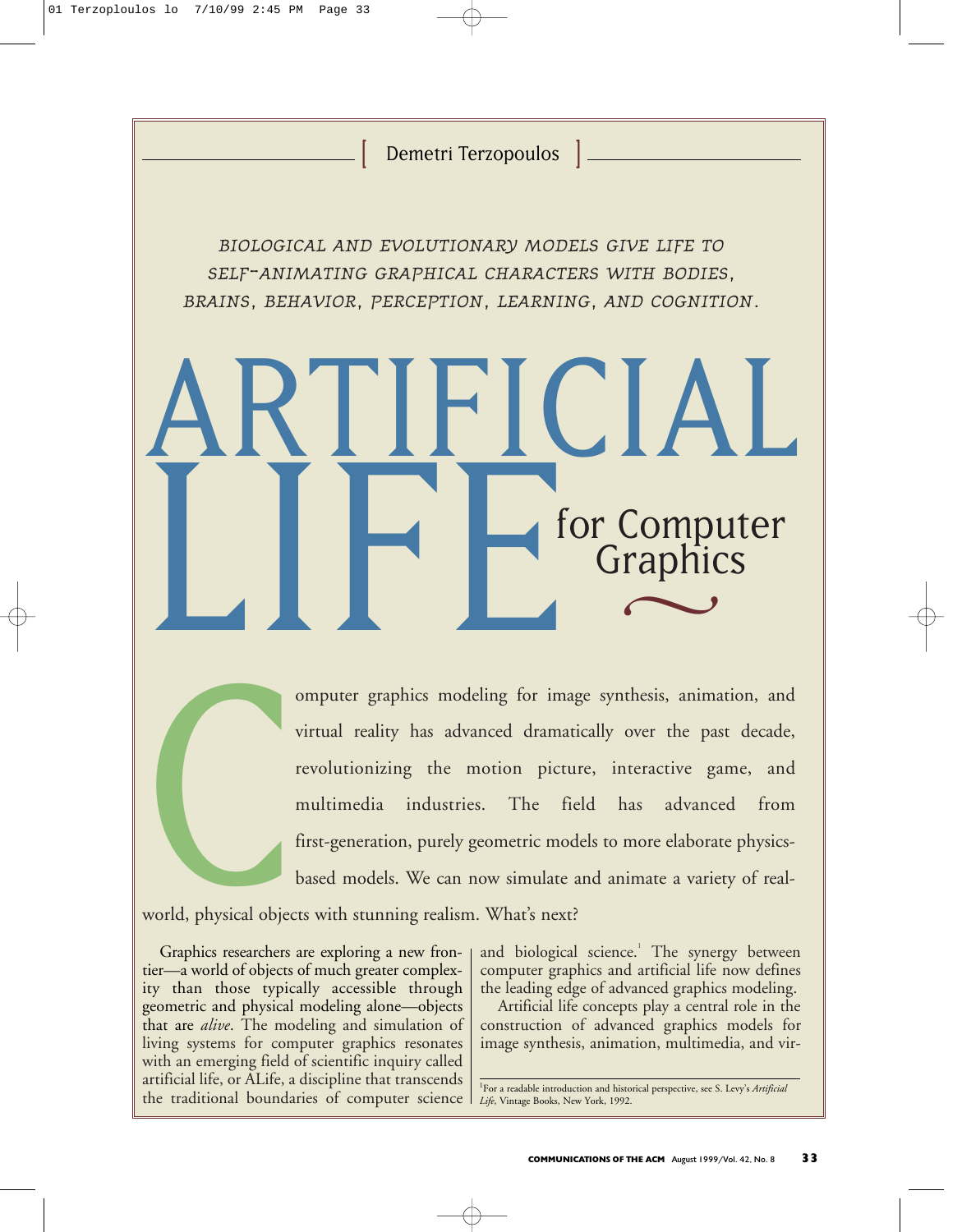Demetri Terzopoulos

*BIOLOGICAL AND EVOLUTIONARY MODELS GIVE LIFE TO SELF-ANIMATING GRAPHICAL CHARACTERS WITH BODIES, BRAINS, BEHAVIOR, PERCEPTION, LEARNING, AND COGNITION.*

# ARTIFICIAL LIFE for Computer Graphics

Computer graphics modeling for image synthesis, animation, and virtual reality has advanced dramatically over the past decade, revolutionizing the motion picture, interactive game, and multimedia industries. The field has advanced from first-generation, purely geometric models to more elaborate physics-based models. We can now simulate and animate a variety of real-world, physical objects with stunning realism. What's next?

Graphics researchers are exploring a new frontier—a world of objects of much greater complexity than those typically accessible through geometric and physical modeling alone—objects that are *alive*. The modeling and simulation of living systems for computer graphics resonates with an emerging field of scientific inquiry called artificial life, or ALife, a discipline that transcends the traditional boundaries of computer science and biological science.[1] The synergy between computer graphics and artificial life now defines the leading edge of advanced graphics modeling.

Artificial life concepts play a central role in the construction of advanced graphics models for image synthesis, animation, multimedia, and vir-

[1]For a readable introduction and historical perspective, see S. Levy's *Artificial Life*, Vintage Books, New York, 1992.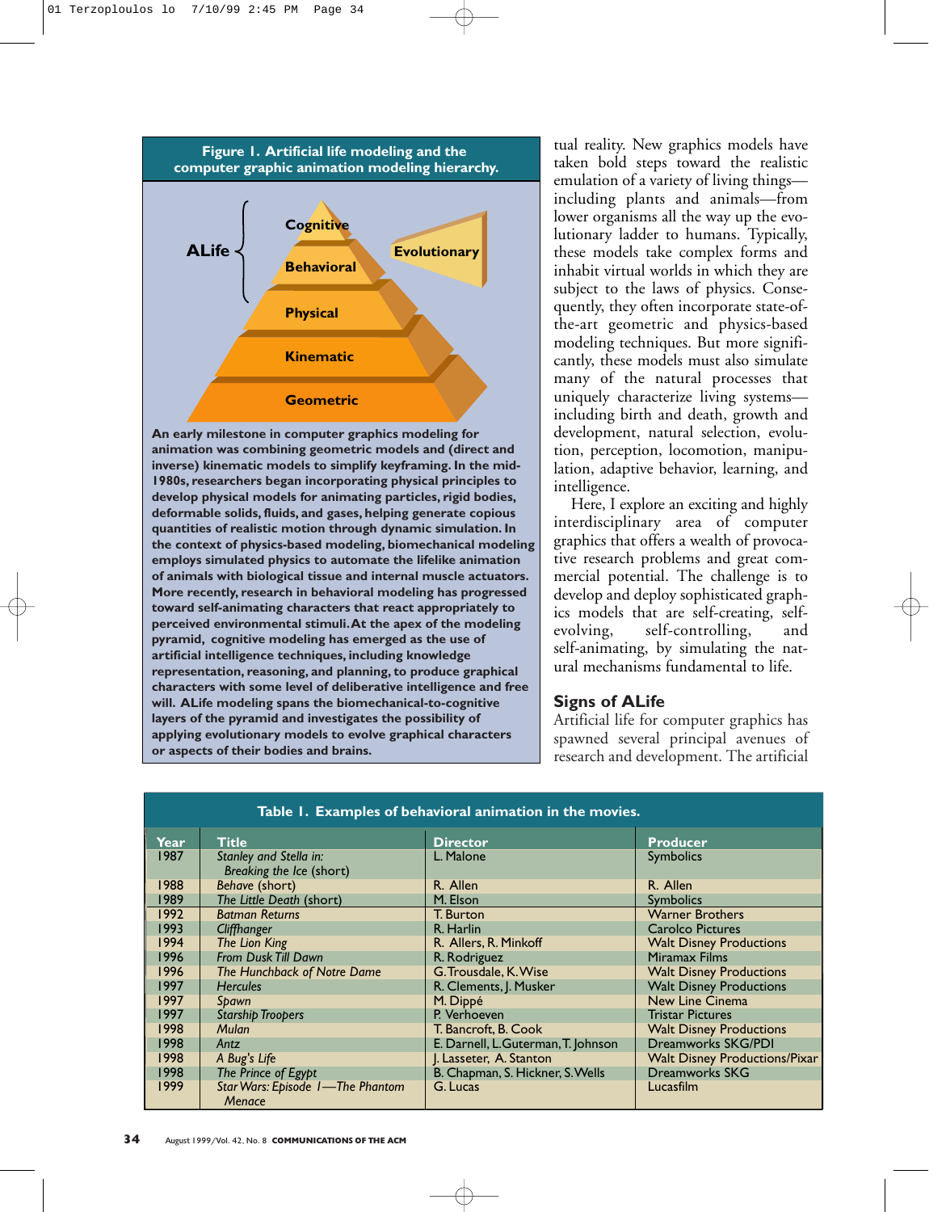**Figure 1. Artificial life modeling and the computer graphic animation modeling hierarchy.**

ALife: Cognitive, Behavioral

Evolutionary

Physical

Kinematic

Geometric

An early milestone in computer graphics modeling for animation was combining geometric models and (direct and inverse) kinematic models to simplify keyframing. In the mid-1980s, researchers began incorporating physical principles to develop physical models for animating particles, rigid bodies, deformable solids, fluids, and gases, helping generate copious quantities of realistic motion through dynamic simulation. In the context of physics-based modeling, biomechanical modeling employs simulated physics to automate the lifelike animation of animals with biological tissue and internal muscle actuators. More recently, research in behavioral modeling has progressed toward self-animating characters that react appropriately to perceived environmental stimuli. At the apex of the modeling pyramid, cognitive modeling has emerged as the use of artificial intelligence techniques, including knowledge representation, reasoning, and planning, to produce graphical characters with some level of deliberative intelligence and free will. ALife modeling spans the biomechanical-to-cognitive layers of the pyramid and investigates the possibility of applying evolutionary models to evolve graphical characters or aspects of their bodies and brains.

tual reality. New graphics models have taken bold steps toward the realistic emulation of a variety of living things—including plants and animals—from lower organisms all the way up the evolutionary ladder to humans. Typically, these models take complex forms and inhabit virtual worlds in which they are subject to the laws of physics. Consequently, they often incorporate state-of-the-art geometric and physics-based modeling techniques. But more significantly, these models must also simulate many of the natural processes that uniquely characterize living systems—including birth and death, growth and development, natural selection, evolution, perception, locomotion, manipulation, adaptive behavior, learning, and intelligence.

Here, I explore an exciting and highly interdisciplinary area of computer graphics that offers a wealth of provocative research problems and great commercial potential. The challenge is to develop and deploy sophisticated graphics models that are self-creating, self-evolving, self-controlling, and self-animating, by simulating the natural mechanisms fundamental to life.

## Signs of ALife

Artificial life for computer graphics has spawned several principal avenues of research and development. The artificial

**Table 1. Examples of behavioral animation in the movies.**

| Year | Title | Director | Producer |
|---|---|---|---|
| 1987 | *Stanley and Stella in: Breaking the Ice* (short) | L. Malone | Symbolics |
| 1988 | *Behave* (short) | R. Allen | R. Allen |
| 1989 | *The Little Death* (short) | M. Elson | Symbolics |
| 1992 | *Batman Returns* | T. Burton | Warner Brothers |
| 1993 | *Cliffhanger* | R. Harlin | Carolco Pictures |
| 1994 | *The Lion King* | R. Allers, R. Minkoff | Walt Disney Productions |
| 1996 | *From Dusk Till Dawn* | R. Rodriguez | Miramax Films |
| 1996 | *The Hunchback of Notre Dame* | G. Trousdale, K. Wise | Walt Disney Productions |
| 1997 | *Hercules* | R. Clements, J. Musker | Walt Disney Productions |
| 1997 | *Spawn* | M. Dippé | New Line Cinema |
| 1997 | *Starship Troopers* | P. Verhoeven | Tristar Pictures |
| 1998 | *Mulan* | T. Bancroft, B. Cook | Walt Disney Productions |
| 1998 | *Antz* | E. Darnell, L. Guterman, T. Johnson | Dreamworks SKG/PDI |
| 1998 | *A Bug's Life* | J. Lasseter, A. Stanton | Walt Disney Productions/Pixar |
| 1998 | *The Prince of Egypt* | B. Chapman, S. Hickner, S. Wells | Dreamworks SKG |
| 1999 | *Star Wars: Episode 1—The Phantom Menace* | G. Lucas | Lucasfilm |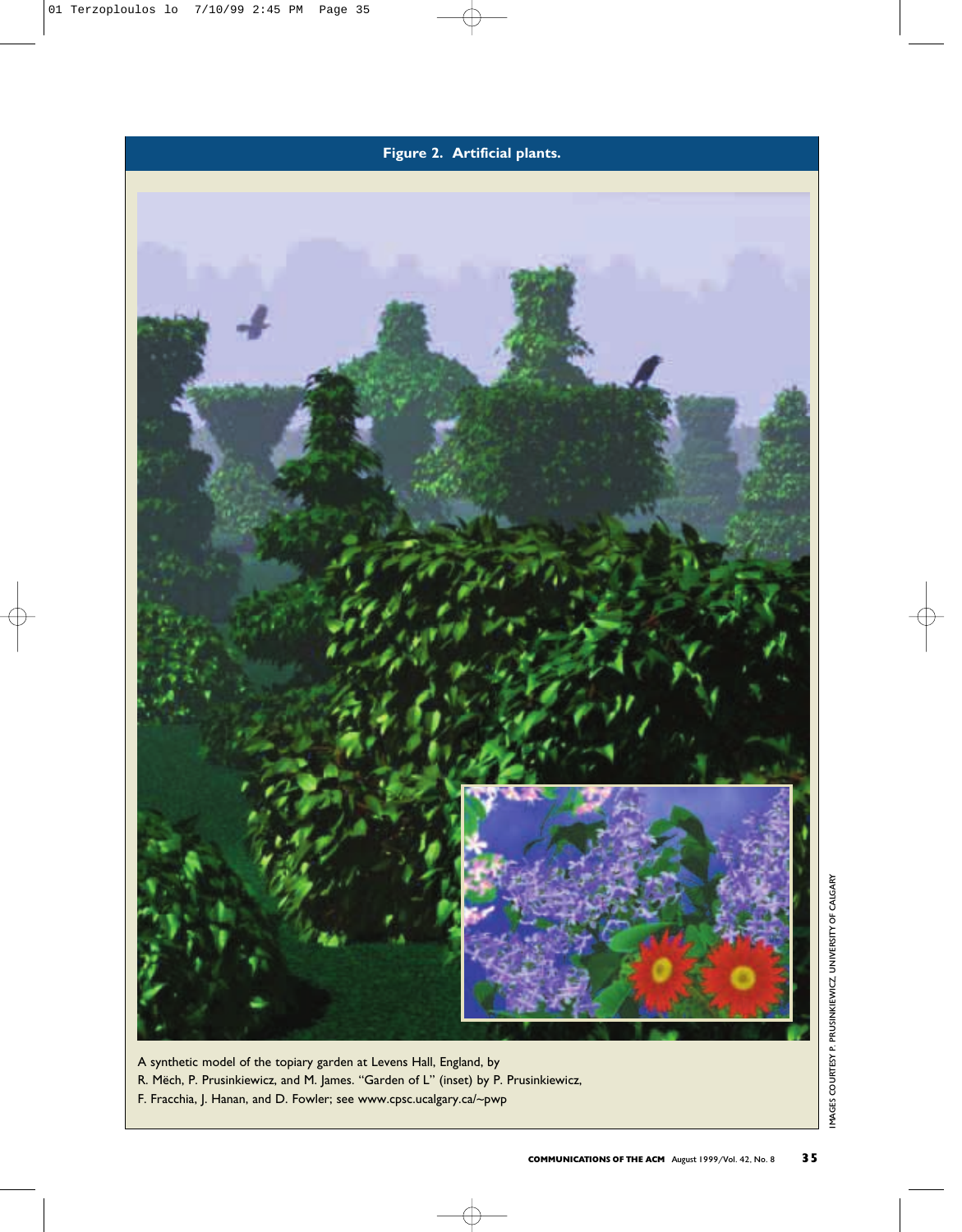**Figure 2. Artificial plants.**

A synthetic model of the topiary garden at Levens Hall, England, by R. Měch, P. Prusinkiewicz, and M. James. "Garden of L" (inset) by P. Prusinkiewicz, F. Fracchia, J. Hanan, and D. Fowler; see www.cpsc.ucalgary.ca/~pwp

IMAGES COURTESY P. PRUSINKIEWICZ, UNIVERSITY OF CALGARY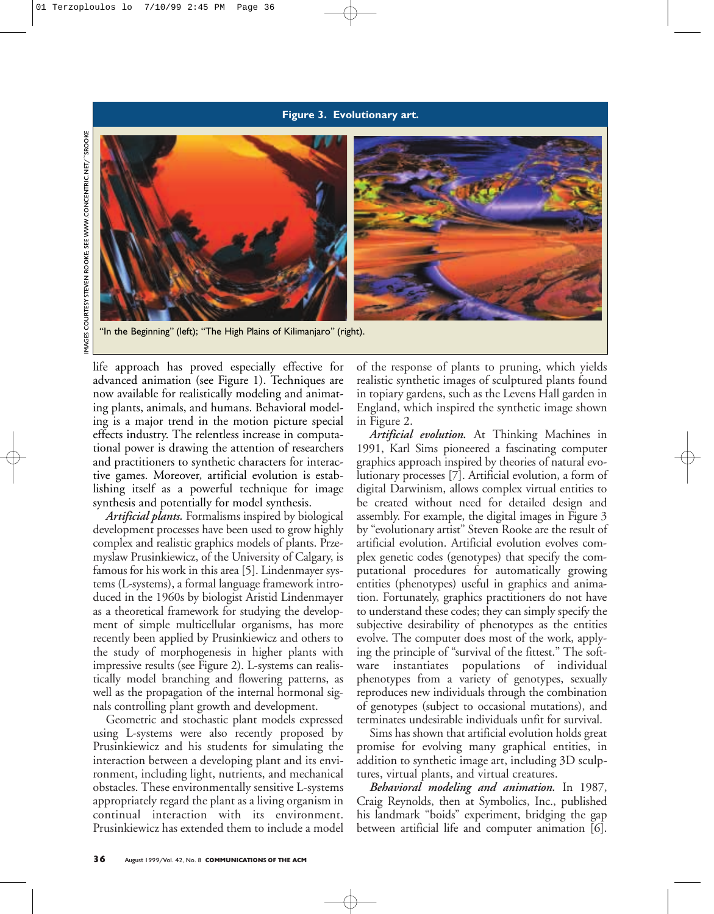**Figure 3. Evolutionary art.**

"In the Beginning" (left); "The High Plains of Kilimanjaro" (right).

IMAGES COURTESY STEVEN ROOKE; SEE WWW.CONCENTRIC.NET/~SROOKE

life approach has proved especially effective for advanced animation (see Figure 1). Techniques are now available for realistically modeling and animating plants, animals, and humans. Behavioral modeling is a major trend in the motion picture special effects industry. The relentless increase in computational power is drawing the attention of researchers and practitioners to synthetic characters for interactive games. Moreover, artificial evolution is establishing itself as a powerful technique for image synthesis and potentially for model synthesis.

***Artificial plants.*** Formalisms inspired by biological development processes have been used to grow highly complex and realistic graphics models of plants. Przemyslaw Prusinkiewicz, of the University of Calgary, is famous for his work in this area [5]. Lindenmayer systems (L-systems), a formal language framework introduced in the 1960s by biologist Aristid Lindenmayer as a theoretical framework for studying the development of simple multicellular organisms, has more recently been applied by Prusinkiewicz and others to the study of morphogenesis in higher plants with impressive results (see Figure 2). L-systems can realistically model branching and flowering patterns, as well as the propagation of the internal hormonal signals controlling plant growth and development.

Geometric and stochastic plant models expressed using L-systems were also recently proposed by Prusinkiewicz and his students for simulating the interaction between a developing plant and its environment, including light, nutrients, and mechanical obstacles. These environmentally sensitive L-systems appropriately regard the plant as a living organism in continual interaction with its environment. Prusinkiewicz has extended them to include a model of the response of plants to pruning, which yields realistic synthetic images of sculptured plants found in topiary gardens, such as the Levens Hall garden in England, which inspired the synthetic image shown in Figure 2.

***Artificial evolution.*** At Thinking Machines in 1991, Karl Sims pioneered a fascinating computer graphics approach inspired by theories of natural evolutionary processes [7]. Artificial evolution, a form of digital Darwinism, allows complex virtual entities to be created without need for detailed design and assembly. For example, the digital images in Figure 3 by "evolutionary artist" Steven Rooke are the result of artificial evolution. Artificial evolution evolves complex genetic codes (genotypes) that specify the computational procedures for automatically growing entities (phenotypes) useful in graphics and animation. Fortunately, graphics practitioners do not have to understand these codes; they can simply specify the subjective desirability of phenotypes as the entities evolve. The computer does most of the work, applying the principle of "survival of the fittest." The software instantiates populations of individual phenotypes from a variety of genotypes, sexually reproduces new individuals through the combination of genotypes (subject to occasional mutations), and terminates undesirable individuals unfit for survival.

Sims has shown that artificial evolution holds great promise for evolving many graphical entities, in addition to synthetic image art, including 3D sculptures, virtual plants, and virtual creatures.

***Behavioral modeling and animation.*** In 1987, Craig Reynolds, then at Symbolics, Inc., published his landmark "boids" experiment, bridging the gap between artificial life and computer animation [6].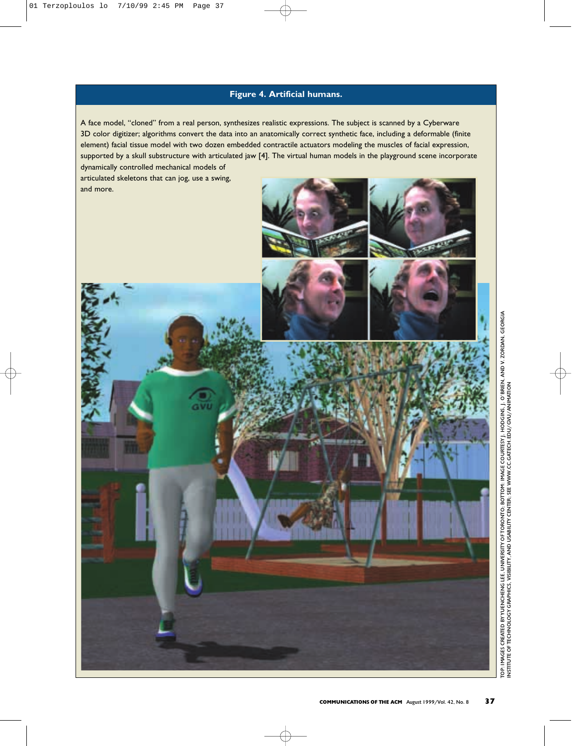## Figure 4. Artificial humans.

A face model, "cloned" from a real person, synthesizes realistic expressions. The subject is scanned by a Cyberware 3D color digitizer; algorithms convert the data into an anatomically correct synthetic face, including a deformable (finite element) facial tissue model with two dozen embedded contractile actuators modeling the muscles of facial expression, supported by a skull substructure with articulated jaw [4]. The virtual human models in the playground scene incorporate dynamically controlled mechanical models of articulated skeletons that can jog, use a swing, and more.

TOP: IMAGES CREATED BY YUENCHENG LEE, UNIVERSITY OF TORONTO; BOTTOM: IMAGE COURTESY J. HODGINS, J. O'BRIEN, AND V. ZORDAN, GEORGIA INSTITUTE OF TECHNOLOGY GRAPHICS, VISIBILITY, AND USABILITY CENTER; SEE WWW.CC.GATECH.EDU/GVU/ANIMATION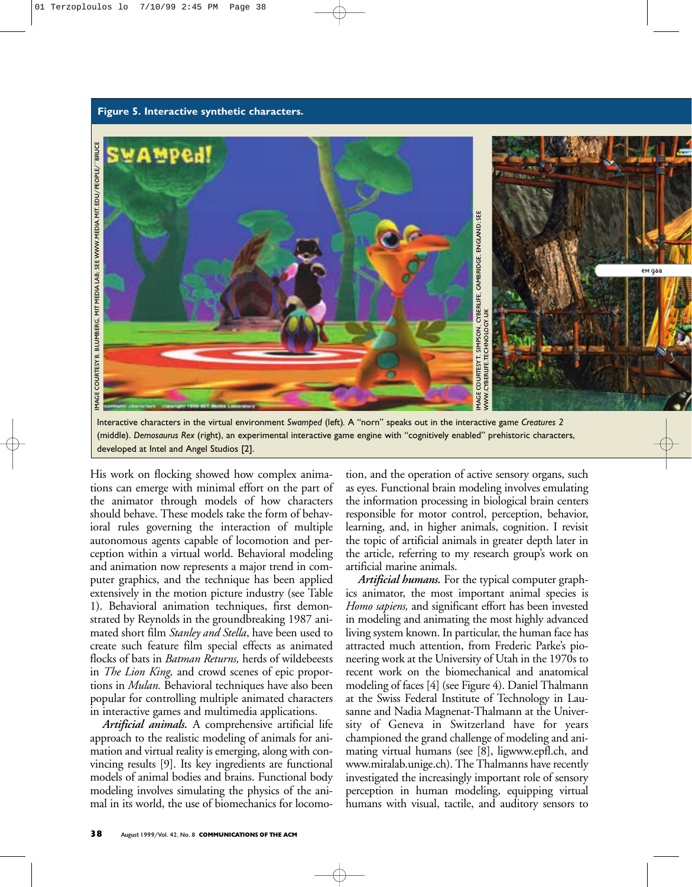**Figure 5. Interactive synthetic characters.**

IMAGE COURTESY B. BLUMBERG, MIT MEDIA LAB; SEE WWW.MEDIA.MIT.EDU/PEOPLE/~BRUCE

IMAGE COURTESY T. SIMPSON, CYBERLIFE, CAMBRIDGE, ENGLAND; SEE WWW.CYBERLIFE-TECHNOLOGY.UK

Interactive characters in the virtual environment *Swamped* (left). A "norn" speaks out in the interactive game *Creatures 2* (middle). *Demosaurus Rex* (right), an experimental interactive game engine with "cognitively enabled" prehistoric characters, developed at Intel and Angel Studios [2].

His work on flocking showed how complex animations can emerge with minimal effort on the part of the animator through models of how characters should behave. These models take the form of behavioral rules governing the interaction of multiple autonomous agents capable of locomotion and perception within a virtual world. Behavioral modeling and animation now represents a major trend in computer graphics, and the technique has been applied extensively in the motion picture industry (see Table 1). Behavioral animation techniques, first demonstrated by Reynolds in the groundbreaking 1987 animated short film *Stanley and Stella*, have been used to create such feature film special effects as animated flocks of bats in *Batman Returns,* herds of wildebeests in *The Lion King,* and crowd scenes of epic proportions in *Mulan.* Behavioral techniques have also been popular for controlling multiple animated characters in interactive games and multimedia applications.

***Artificial animals.*** A comprehensive artificial life approach to the realistic modeling of animals for animation and virtual reality is emerging, along with convincing results [9]. Its key ingredients are functional models of animal bodies and brains. Functional body modeling involves simulating the physics of the animal in its world, the use of biomechanics for locomotion, and the operation of active sensory organs, such as eyes. Functional brain modeling involves emulating the information processing in biological brain centers responsible for motor control, perception, behavior, learning, and, in higher animals, cognition. I revisit the topic of artificial animals in greater depth later in the article, referring to my research group's work on artificial marine animals.

***Artificial humans.*** For the typical computer graphics animator, the most important animal species is *Homo sapiens,* and significant effort has been invested in modeling and animating the most highly advanced living system known. In particular, the human face has attracted much attention, from Frederic Parke's pioneering work at the University of Utah in the 1970s to recent work on the biomechanical and anatomical modeling of faces [4] (see Figure 4). Daniel Thalmann at the Swiss Federal Institute of Technology in Lausanne and Nadia Magnenat-Thalmann at the University of Geneva in Switzerland have for years championed the grand challenge of modeling and animating virtual humans (see [8], ligwww.epfl.ch, and www.miralab.unige.ch). The Thalmanns have recently investigated the increasingly important role of sensory perception in human modeling, equipping virtual humans with visual, tactile, and auditory sensors to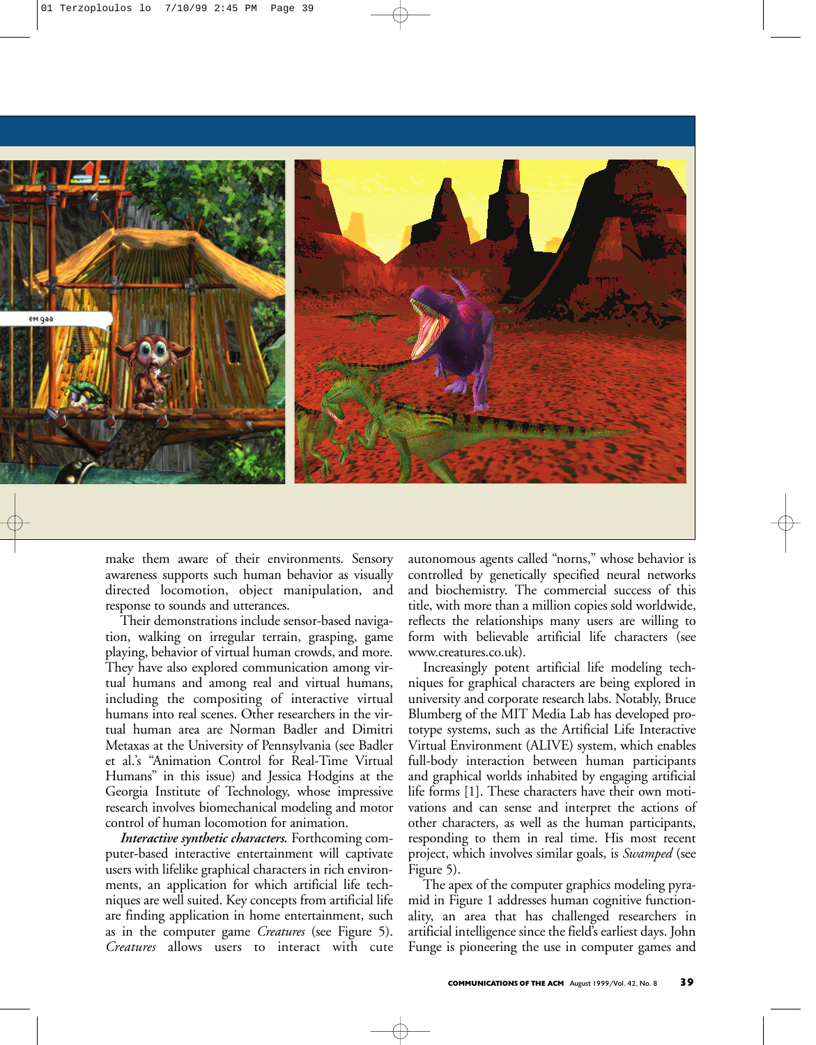make them aware of their environments. Sensory awareness supports such human behavior as visually directed locomotion, object manipulation, and response to sounds and utterances.

Their demonstrations include sensor-based navigation, walking on irregular terrain, grasping, game playing, behavior of virtual human crowds, and more. They have also explored communication among virtual humans and among real and virtual humans, including the compositing of interactive virtual humans into real scenes. Other researchers in the virtual human area are Norman Badler and Dimitri Metaxas at the University of Pennsylvania (see Badler et al.'s "Animation Control for Real-Time Virtual Humans" in this issue) and Jessica Hodgins at the Georgia Institute of Technology, whose impressive research involves biomechanical modeling and motor control of human locomotion for animation.

***Interactive synthetic characters.*** Forthcoming computer-based interactive entertainment will captivate users with lifelike graphical characters in rich environments, an application for which artificial life techniques are well suited. Key concepts from artificial life are finding application in home entertainment, such as in the computer game *Creatures* (see Figure 5). *Creatures* allows users to interact with cute autonomous agents called "norns," whose behavior is controlled by genetically specified neural networks and biochemistry. The commercial success of this title, with more than a million copies sold worldwide, reflects the relationships many users are willing to form with believable artificial life characters (see www.creatures.co.uk).

Increasingly potent artificial life modeling techniques for graphical characters are being explored in university and corporate research labs. Notably, Bruce Blumberg of the MIT Media Lab has developed prototype systems, such as the Artificial Life Interactive Virtual Environment (ALIVE) system, which enables full-body interaction between human participants and graphical worlds inhabited by engaging artificial life forms [1]. These characters have their own motivations and can sense and interpret the actions of other characters, as well as the human participants, responding to them in real time. His most recent project, which involves similar goals, is *Swamped* (see Figure 5).

The apex of the computer graphics modeling pyramid in Figure 1 addresses human cognitive functionality, an area that has challenged researchers in artificial intelligence since the field's earliest days. John Funge is pioneering the use in computer games and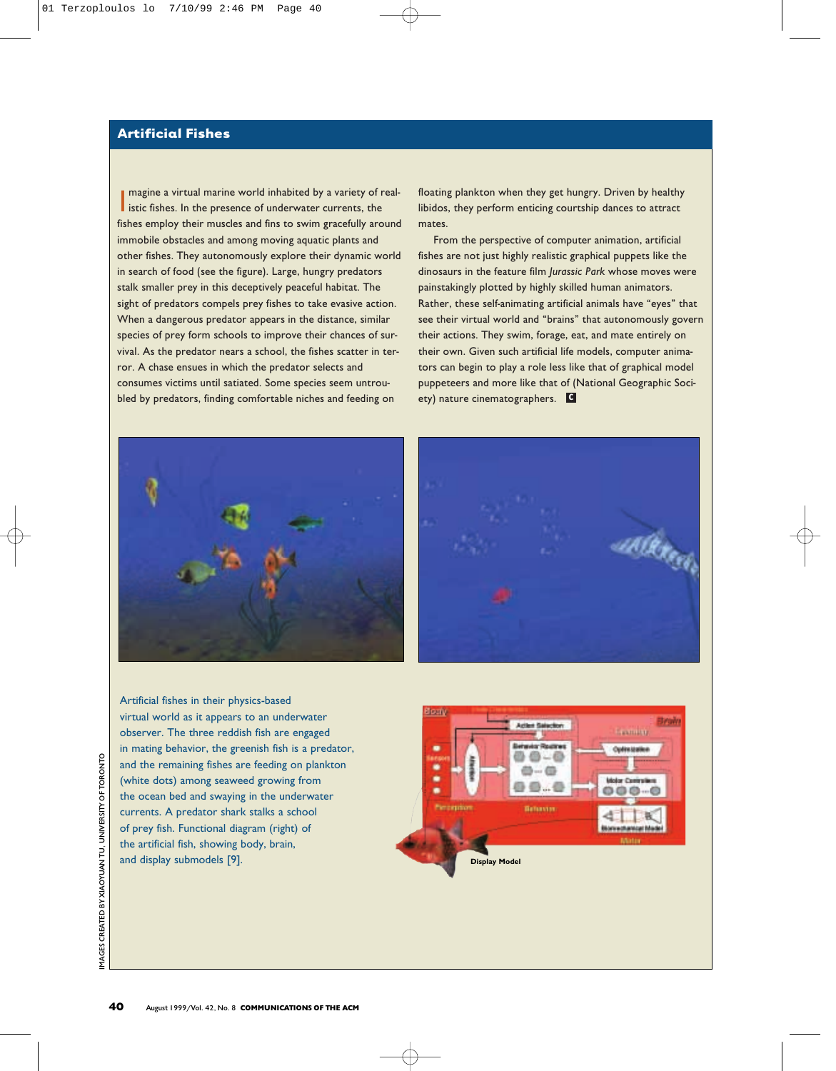## Artificial Fishes

Imagine a virtual marine world inhabited by a variety of realistic fishes. In the presence of underwater currents, the fishes employ their muscles and fins to swim gracefully around immobile obstacles and among moving aquatic plants and other fishes. They autonomously explore their dynamic world in search of food (see the figure). Large, hungry predators stalk smaller prey in this deceptively peaceful habitat. The sight of predators compels prey fishes to take evasive action. When a dangerous predator appears in the distance, similar species of prey form schools to improve their chances of survival. As the predator nears a school, the fishes scatter in terror. A chase ensues in which the predator selects and consumes victims until satiated. Some species seem untroubled by predators, finding comfortable niches and feeding on floating plankton when they get hungry. Driven by healthy libidos, they perform enticing courtship dances to attract mates.

From the perspective of computer animation, artificial fishes are not just highly realistic graphical puppets like the dinosaurs in the feature film *Jurassic Park* whose moves were painstakingly plotted by highly skilled human animators. Rather, these self-animating artificial animals have "eyes" that see their virtual world and "brains" that autonomously govern their actions. They swim, forage, eat, and mate entirely on their own. Given such artificial life models, computer animators can begin to play a role less like that of graphical model puppeteers and more like that of (National Geographic Society) nature cinematographers.

Artificial fishes in their physics-based virtual world as it appears to an underwater observer. The three reddish fish are engaged in mating behavior, the greenish fish is a predator, and the remaining fishes are feeding on plankton (white dots) among seaweed growing from the ocean bed and swaying in the underwater currents. A predator shark stalks a school of prey fish. Functional diagram (right) of the artificial fish, showing body, brain, and display submodels [9].

IMAGES CREATED BY XIAOYUAN TU, UNIVERSITY OF TORONTO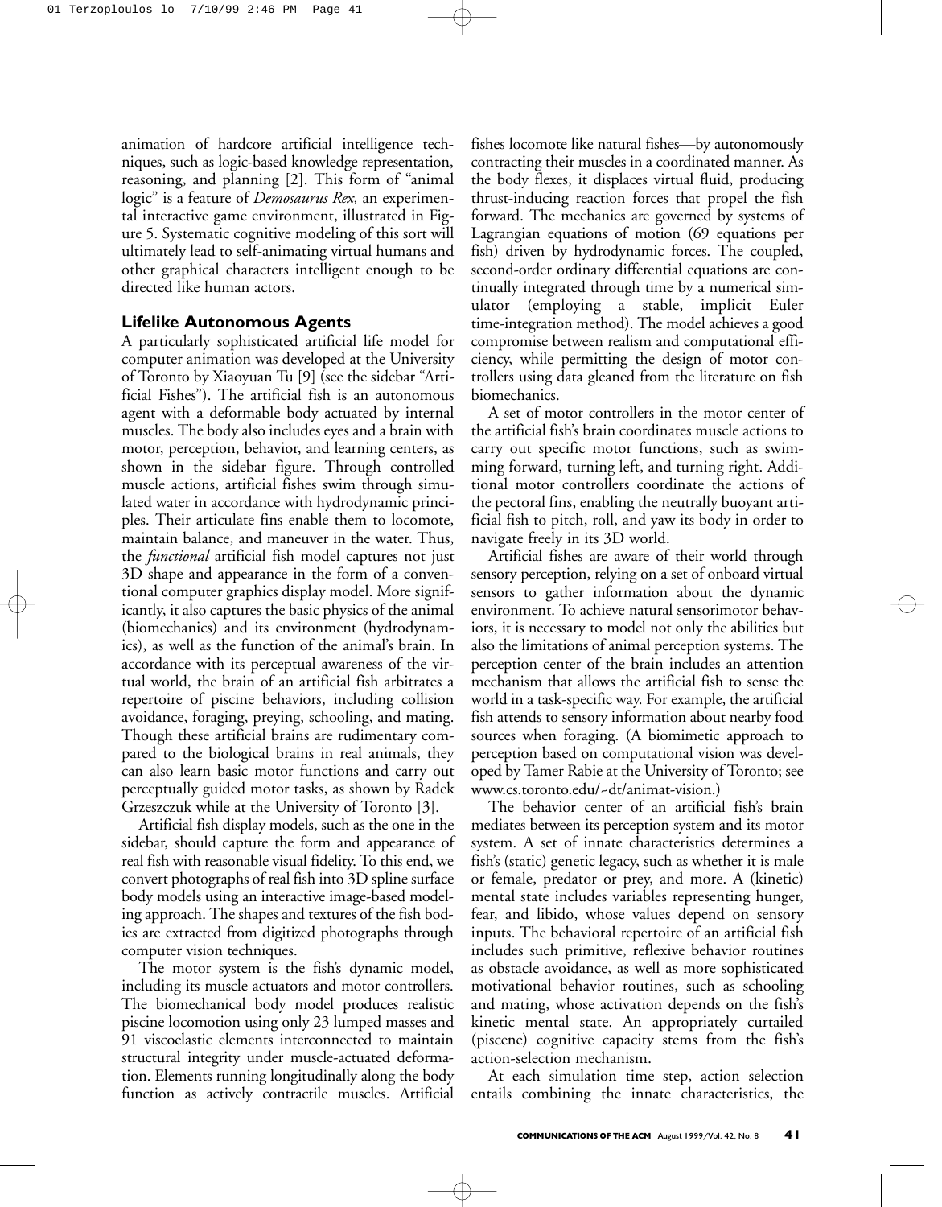animation of hardcore artificial intelligence techniques, such as logic-based knowledge representation, reasoning, and planning [2]. This form of "animal logic" is a feature of *Demosaurus Rex,* an experimental interactive game environment, illustrated in Figure 5. Systematic cognitive modeling of this sort will ultimately lead to self-animating virtual humans and other graphical characters intelligent enough to be directed like human actors.

## Lifelike Autonomous Agents

A particularly sophisticated artificial life model for computer animation was developed at the University of Toronto by Xiaoyuan Tu [9] (see the sidebar "Artificial Fishes"). The artificial fish is an autonomous agent with a deformable body actuated by internal muscles. The body also includes eyes and a brain with motor, perception, behavior, and learning centers, as shown in the sidebar figure. Through controlled muscle actions, artificial fishes swim through simulated water in accordance with hydrodynamic principles. Their articulate fins enable them to locomote, maintain balance, and maneuver in the water. Thus, the *functional* artificial fish model captures not just 3D shape and appearance in the form of a conventional computer graphics display model. More significantly, it also captures the basic physics of the animal (biomechanics) and its environment (hydrodynamics), as well as the function of the animal's brain. In accordance with its perceptual awareness of the virtual world, the brain of an artificial fish arbitrates a repertoire of piscine behaviors, including collision avoidance, foraging, preying, schooling, and mating. Though these artificial brains are rudimentary compared to the biological brains in real animals, they can also learn basic motor functions and carry out perceptually guided motor tasks, as shown by Radek Grzeszczuk while at the University of Toronto [3].

Artificial fish display models, such as the one in the sidebar, should capture the form and appearance of real fish with reasonable visual fidelity. To this end, we convert photographs of real fish into 3D spline surface body models using an interactive image-based modeling approach. The shapes and textures of the fish bodies are extracted from digitized photographs through computer vision techniques.

The motor system is the fish's dynamic model, including its muscle actuators and motor controllers. The biomechanical body model produces realistic piscine locomotion using only 23 lumped masses and 91 viscoelastic elements interconnected to maintain structural integrity under muscle-actuated deformation. Elements running longitudinally along the body function as actively contractile muscles. Artificial fishes locomote like natural fishes—by autonomously contracting their muscles in a coordinated manner. As the body flexes, it displaces virtual fluid, producing thrust-inducing reaction forces that propel the fish forward. The mechanics are governed by systems of Lagrangian equations of motion (69 equations per fish) driven by hydrodynamic forces. The coupled, second-order ordinary differential equations are continually integrated through time by a numerical simulator (employing a stable, implicit Euler time-integration method). The model achieves a good compromise between realism and computational efficiency, while permitting the design of motor controllers using data gleaned from the literature on fish biomechanics.

A set of motor controllers in the motor center of the artificial fish's brain coordinates muscle actions to carry out specific motor functions, such as swimming forward, turning left, and turning right. Additional motor controllers coordinate the actions of the pectoral fins, enabling the neutrally buoyant artificial fish to pitch, roll, and yaw its body in order to navigate freely in its 3D world.

Artificial fishes are aware of their world through sensory perception, relying on a set of onboard virtual sensors to gather information about the dynamic environment. To achieve natural sensorimotor behaviors, it is necessary to model not only the abilities but also the limitations of animal perception systems. The perception center of the brain includes an attention mechanism that allows the artificial fish to sense the world in a task-specific way. For example, the artificial fish attends to sensory information about nearby food sources when foraging. (A biomimetic approach to perception based on computational vision was developed by Tamer Rabie at the University of Toronto; see www.cs.toronto.edu/~dt/animat-vision.)

The behavior center of an artificial fish's brain mediates between its perception system and its motor system. A set of innate characteristics determines a fish's (static) genetic legacy, such as whether it is male or female, predator or prey, and more. A (kinetic) mental state includes variables representing hunger, fear, and libido, whose values depend on sensory inputs. The behavioral repertoire of an artificial fish includes such primitive, reflexive behavior routines as obstacle avoidance, as well as more sophisticated motivational behavior routines, such as schooling and mating, whose activation depends on the fish's kinetic mental state. An appropriately curtailed (piscene) cognitive capacity stems from the fish's action-selection mechanism.

At each simulation time step, action selection entails combining the innate characteristics, the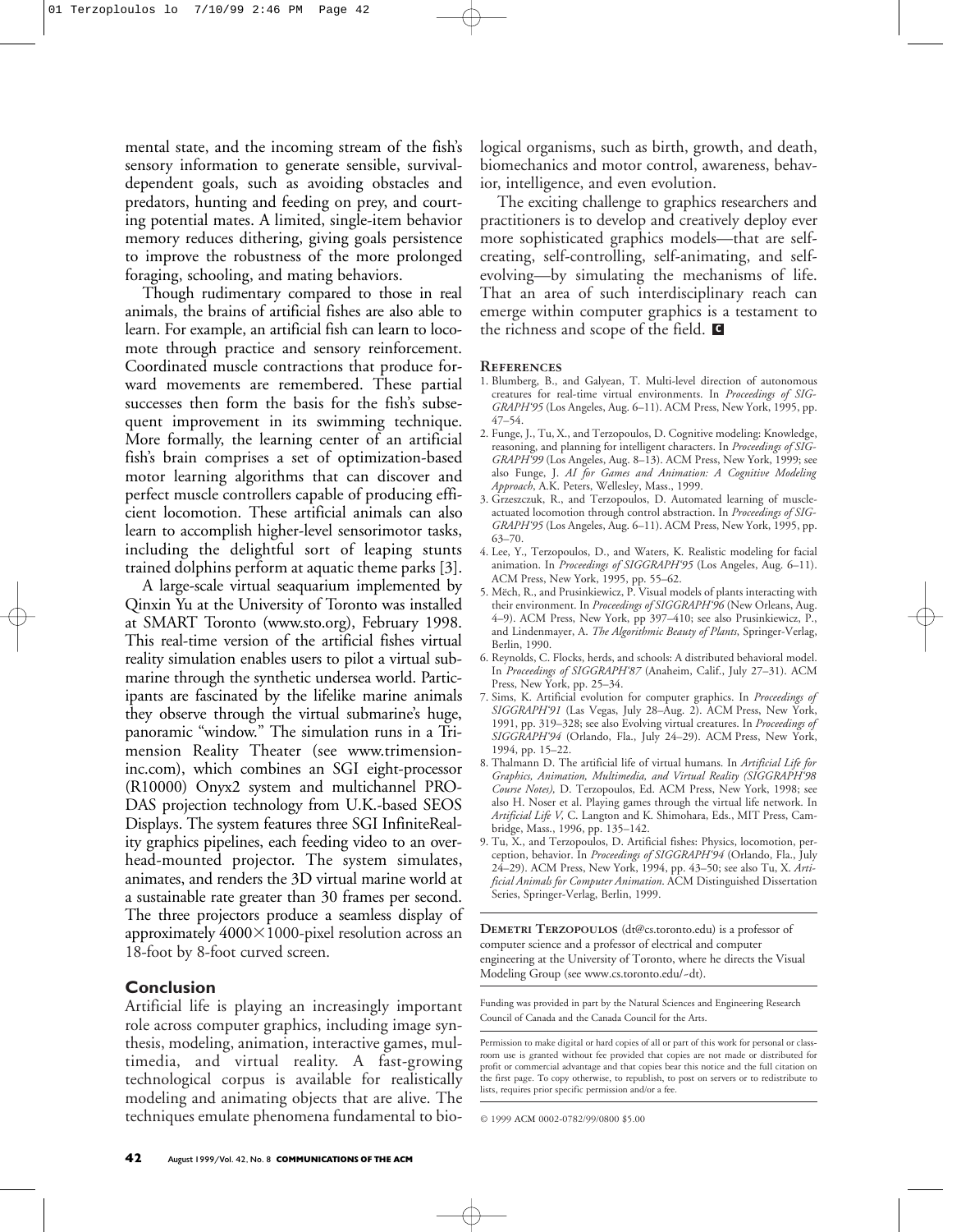mental state, and the incoming stream of the fish's sensory information to generate sensible, survival-dependent goals, such as avoiding obstacles and predators, hunting and feeding on prey, and courting potential mates. A limited, single-item behavior memory reduces dithering, giving goals persistence to improve the robustness of the more prolonged foraging, schooling, and mating behaviors.

Though rudimentary compared to those in real animals, the brains of artificial fishes are also able to learn. For example, an artificial fish can learn to locomote through practice and sensory reinforcement. Coordinated muscle contractions that produce forward movements are remembered. These partial successes then form the basis for the fish's subsequent improvement in its swimming technique. More formally, the learning center of an artificial fish's brain comprises a set of optimization-based motor learning algorithms that can discover and perfect muscle controllers capable of producing efficient locomotion. These artificial animals can also learn to accomplish higher-level sensorimotor tasks, including the delightful sort of leaping stunts trained dolphins perform at aquatic theme parks [3].

A large-scale virtual seaquarium implemented by Qinxin Yu at the University of Toronto was installed at SMART Toronto (www.sto.org), February 1998. This real-time version of the artificial fishes virtual reality simulation enables users to pilot a virtual submarine through the synthetic undersea world. Participants are fascinated by the lifelike marine animals they observe through the virtual submarine's huge, panoramic "window." The simulation runs in a Trimension Reality Theater (see www.trimension-inc.com), which combines an SGI eight-processor (R10000) Onyx2 system and multichannel PRODAS projection technology from U.K.-based SEOS Displays. The system features three SGI InfiniteReality graphics pipelines, each feeding video to an overhead-mounted projector. The system simulates, animates, and renders the 3D virtual marine world at a sustainable rate greater than 30 frames per second. The three projectors produce a seamless display of approximately 4000×1000-pixel resolution across an 18-foot by 8-foot curved screen.

## Conclusion

Artificial life is playing an increasingly important role across computer graphics, including image synthesis, modeling, animation, interactive games, multimedia, and virtual reality. A fast-growing technological corpus is available for realistically modeling and animating objects that are alive. The techniques emulate phenomena fundamental to biological organisms, such as birth, growth, and death, biomechanics and motor control, awareness, behavior, intelligence, and even evolution.

The exciting challenge to graphics researchers and practitioners is to develop and creatively deploy ever more sophisticated graphics models—that are self-creating, self-controlling, self-animating, and self-evolving—by simulating the mechanisms of life. That an area of such interdisciplinary reach can emerge within computer graphics is a testament to the richness and scope of the field.

## References

1. Blumberg, B., and Galyean, T. Multi-level direction of autonomous creatures for real-time virtual environments. In *Proceedings of SIGGRAPH'95* (Los Angeles, Aug. 6–11). ACM Press, New York, 1995, pp. 47–54.
2. Funge, J., Tu, X., and Terzopoulos, D. Cognitive modeling: Knowledge, reasoning, and planning for intelligent characters. In *Proceedings of SIGGRAPH'99* (Los Angeles, Aug. 8–13). ACM Press, New York, 1999; see also Funge, J. *AI for Games and Animation: A Cognitive Modeling Approach*, A.K. Peters, Wellesley, Mass., 1999.
3. Grzeszczuk, R., and Terzopoulos, D. Automated learning of muscle-actuated locomotion through control abstraction. In *Proceedings of SIGGRAPH'95* (Los Angeles, Aug. 6–11). ACM Press, New York, 1995, pp. 63–70.
4. Lee, Y., Terzopoulos, D., and Waters, K. Realistic modeling for facial animation. In *Proceedings of SIGGRAPH'95* (Los Angeles, Aug. 6–11). ACM Press, New York, 1995, pp. 55–62.
5. Měch, R., and Prusinkiewicz, P. Visual models of plants interacting with their environment. In *Proceedings of SIGGRAPH'96* (New Orleans, Aug. 4–9). ACM Press, New York, pp 397–410; see also Prusinkiewicz, P., and Lindenmayer, A. *The Algorithmic Beauty of Plants*, Springer-Verlag, Berlin, 1990.
6. Reynolds, C. Flocks, herds, and schools: A distributed behavioral model. In *Proceedings of SIGGRAPH'87* (Anaheim, Calif., July 27–31). ACM Press, New York, pp. 25–34.
7. Sims, K. Artificial evolution for computer graphics. In *Proceedings of SIGGRAPH'91* (Las Vegas, July 28–Aug. 2). ACM Press, New York, 1991, pp. 319–328; see also Evolving virtual creatures. In *Proceedings of SIGGRAPH'94* (Orlando, Fla., July 24–29). ACM Press, New York, 1994, pp. 15–22.
8. Thalmann D. The artificial life of virtual humans. In *Artificial Life for Graphics, Animation, Multimedia, and Virtual Reality (SIGGRAPH'98 Course Notes),* D. Terzopoulos, Ed. ACM Press, New York, 1998; see also H. Noser et al. Playing games through the virtual life network. In *Artificial Life V,* C. Langton and K. Shimohara, Eds., MIT Press, Cambridge, Mass., 1996, pp. 135–142.
9. Tu, X., and Terzopoulos, D. Artificial fishes: Physics, locomotion, perception, behavior. In *Proceedings of SIGGRAPH'94* (Orlando, Fla., July 24–29). ACM Press, New York, 1994, pp. 43–50; see also Tu, X. *Artificial Animals for Computer Animation*. ACM Distinguished Dissertation Series, Springer-Verlag, Berlin, 1999.

**Demetri Terzopoulos** (dt@cs.toronto.edu) is a professor of computer science and a professor of electrical and computer engineering at the University of Toronto, where he directs the Visual Modeling Group (see www.cs.toronto.edu/~dt).

Funding was provided in part by the Natural Sciences and Engineering Research Council of Canada and the Canada Council for the Arts.

Permission to make digital or hard copies of all or part of this work for personal or classroom use is granted without fee provided that copies are not made or distributed for profit or commercial advantage and that copies bear this notice and the full citation on the first page. To copy otherwise, to republish, to post on servers or to redistribute to lists, requires prior specific permission and/or a fee.

© 1999 ACM 0002-0782/99/0800 $5.00